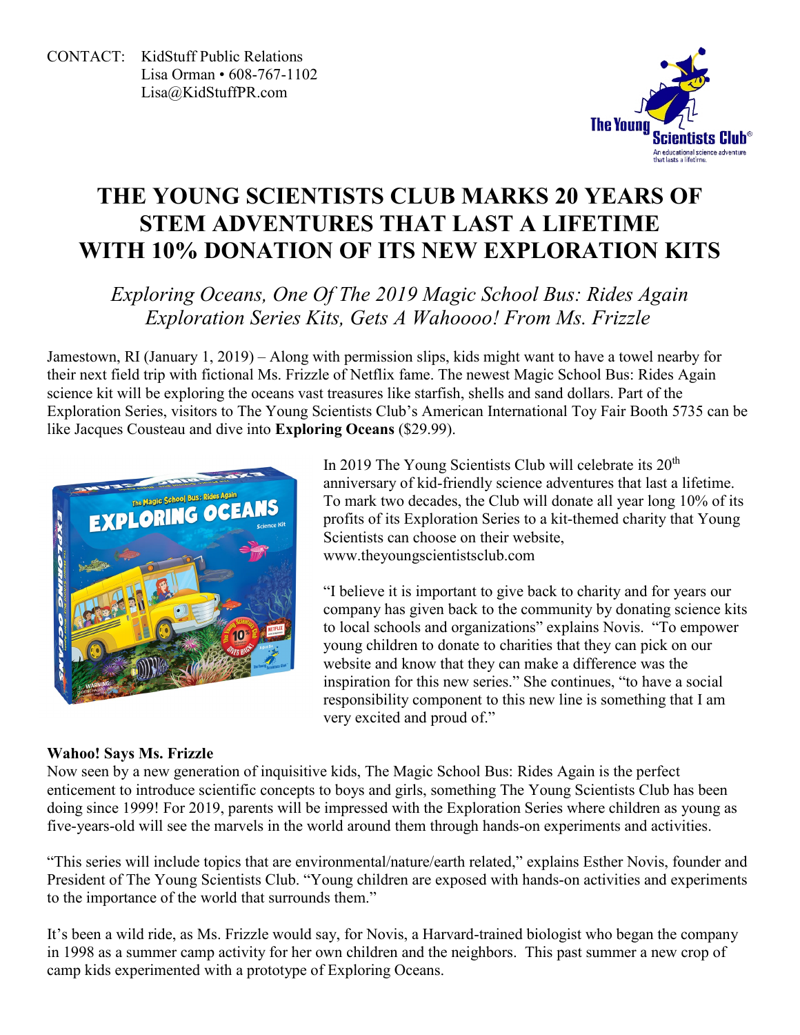CONTACT: KidStuff Public Relations
Lisa Orman • 608-767-1102
Lisa@KidStuffPR.com

# THE YOUNG SCIENTISTS CLUB MARKS 20 YEARS OF STEM ADVENTURES THAT LAST A LIFETIME WITH 10% DONATION OF ITS NEW EXPLORATION KITS

*Exploring Oceans, One Of The 2019 Magic School Bus: Rides Again Exploration Series Kits, Gets A Wahoooo! From Ms. Frizzle*

Jamestown, RI (January 1, 2019) – Along with permission slips, kids might want to have a towel nearby for their next field trip with fictional Ms. Frizzle of Netflix fame. The newest Magic School Bus: Rides Again science kit will be exploring the oceans vast treasures like starfish, shells and sand dollars. Part of the Exploration Series, visitors to The Young Scientists Club's American International Toy Fair Booth 5735 can be like Jacques Cousteau and dive into **Exploring Oceans** ($29.99).

In 2019 The Young Scientists Club will celebrate its 20th anniversary of kid-friendly science adventures that last a lifetime. To mark two decades, the Club will donate all year long 10% of its profits of its Exploration Series to a kit-themed charity that Young Scientists can choose on their website, www.theyoungscientistsclub.com

"I believe it is important to give back to charity and for years our company has given back to the community by donating science kits to local schools and organizations" explains Novis. "To empower young children to donate to charities that they can pick on our website and know that they can make a difference was the inspiration for this new series." She continues, "to have a social responsibility component to this new line is something that I am very excited and proud of."

**Wahoo! Says Ms. Frizzle**

Now seen by a new generation of inquisitive kids, The Magic School Bus: Rides Again is the perfect enticement to introduce scientific concepts to boys and girls, something The Young Scientists Club has been doing since 1999! For 2019, parents will be impressed with the Exploration Series where children as young as five-years-old will see the marvels in the world around them through hands-on experiments and activities.

"This series will include topics that are environmental/nature/earth related," explains Esther Novis, founder and President of The Young Scientists Club. "Young children are exposed with hands-on activities and experiments to the importance of the world that surrounds them."

It's been a wild ride, as Ms. Frizzle would say, for Novis, a Harvard-trained biologist who began the company in 1998 as a summer camp activity for her own children and the neighbors. This past summer a new crop of camp kids experimented with a prototype of Exploring Oceans.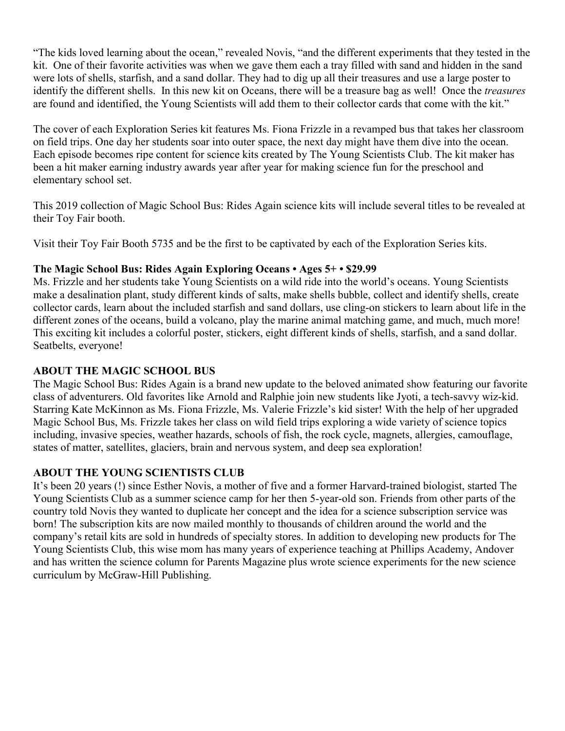"The kids loved learning about the ocean," revealed Novis, "and the different experiments that they tested in the kit. One of their favorite activities was when we gave them each a tray filled with sand and hidden in the sand were lots of shells, starfish, and a sand dollar. They had to dig up all their treasures and use a large poster to identify the different shells. In this new kit on Oceans, there will be a treasure bag as well! Once the *treasures* are found and identified, the Young Scientists will add them to their collector cards that come with the kit."

The cover of each Exploration Series kit features Ms. Fiona Frizzle in a revamped bus that takes her classroom on field trips. One day her students soar into outer space, the next day might have them dive into the ocean. Each episode becomes ripe content for science kits created by The Young Scientists Club. The kit maker has been a hit maker earning industry awards year after year for making science fun for the preschool and elementary school set.

This 2019 collection of Magic School Bus: Rides Again science kits will include several titles to be revealed at their Toy Fair booth.

Visit their Toy Fair Booth 5735 and be the first to be captivated by each of the Exploration Series kits.

**The Magic School Bus: Rides Again Exploring Oceans • Ages 5+ • $29.99**

Ms. Frizzle and her students take Young Scientists on a wild ride into the world's oceans. Young Scientists make a desalination plant, study different kinds of salts, make shells bubble, collect and identify shells, create collector cards, learn about the included starfish and sand dollars, use cling-on stickers to learn about life in the different zones of the oceans, build a volcano, play the marine animal matching game, and much, much more! This exciting kit includes a colorful poster, stickers, eight different kinds of shells, starfish, and a sand dollar. Seatbelts, everyone!

**ABOUT THE MAGIC SCHOOL BUS**

The Magic School Bus: Rides Again is a brand new update to the beloved animated show featuring our favorite class of adventurers. Old favorites like Arnold and Ralphie join new students like Jyoti, a tech-savvy wiz-kid. Starring Kate McKinnon as Ms. Fiona Frizzle, Ms. Valerie Frizzle's kid sister! With the help of her upgraded Magic School Bus, Ms. Frizzle takes her class on wild field trips exploring a wide variety of science topics including, invasive species, weather hazards, schools of fish, the rock cycle, magnets, allergies, camouflage, states of matter, satellites, glaciers, brain and nervous system, and deep sea exploration!

**ABOUT THE YOUNG SCIENTISTS CLUB**

It's been 20 years (!) since Esther Novis, a mother of five and a former Harvard-trained biologist, started The Young Scientists Club as a summer science camp for her then 5-year-old son. Friends from other parts of the country told Novis they wanted to duplicate her concept and the idea for a science subscription service was born! The subscription kits are now mailed monthly to thousands of children around the world and the company's retail kits are sold in hundreds of specialty stores. In addition to developing new products for The Young Scientists Club, this wise mom has many years of experience teaching at Phillips Academy, Andover and has written the science column for Parents Magazine plus wrote science experiments for the new science curriculum by McGraw-Hill Publishing.